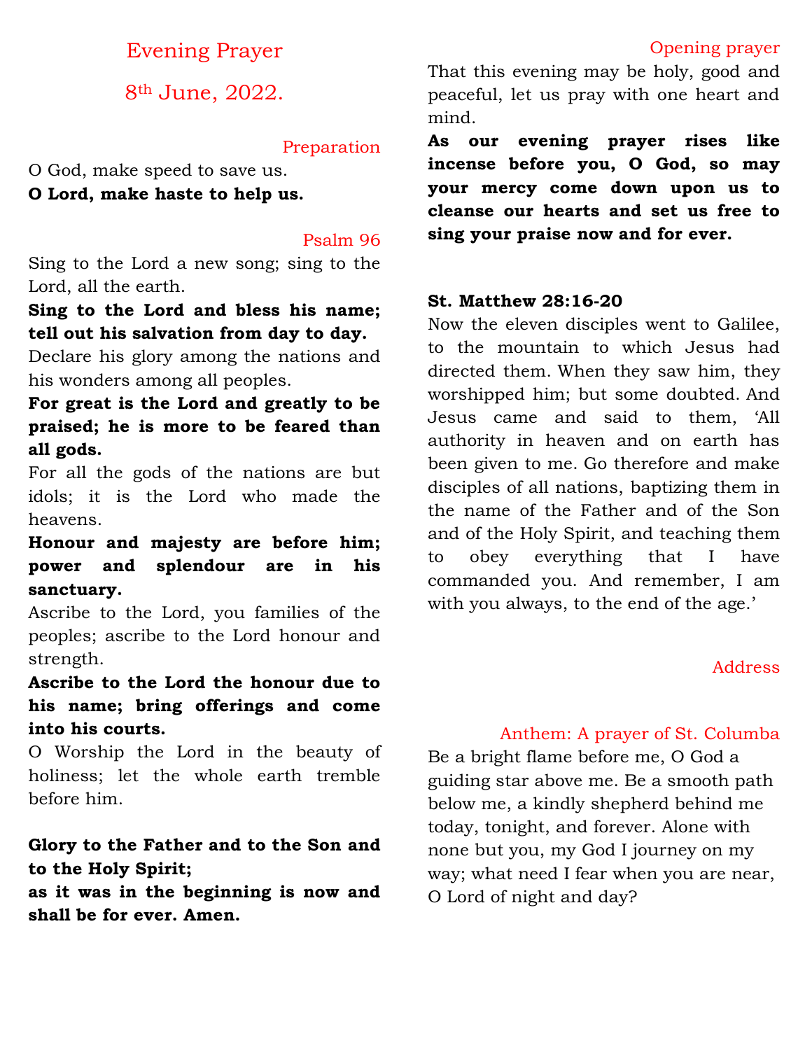# Evening Prayer

## 8th June, 2022.

### Preparation

O God, make speed to save us.
**O Lord, make haste to help us.**

### Psalm 96

Sing to the Lord a new song; sing to the Lord, all the earth.

**Sing to the Lord and bless his name; tell out his salvation from day to day.**

Declare his glory among the nations and his wonders among all peoples.

**For great is the Lord and greatly to be praised; he is more to be feared than all gods.**

For all the gods of the nations are but idols; it is the Lord who made the heavens.

**Honour and majesty are before him; power and splendour are in his sanctuary.**

Ascribe to the Lord, you families of the peoples; ascribe to the Lord honour and strength.

**Ascribe to the Lord the honour due to his name; bring offerings and come into his courts.**

O Worship the Lord in the beauty of holiness; let the whole earth tremble before him.

**Glory to the Father and to the Son and to the Holy Spirit;**
**as it was in the beginning is now and shall be for ever. Amen.**

### Opening prayer

That this evening may be holy, good and peaceful, let us pray with one heart and mind.

**As our evening prayer rises like incense before you, O God, so may your mercy come down upon us to cleanse our hearts and set us free to sing your praise now and for ever.**

**St. Matthew 28:16-20**

Now the eleven disciples went to Galilee, to the mountain to which Jesus had directed them. When they saw him, they worshipped him; but some doubted. And Jesus came and said to them, 'All authority in heaven and on earth has been given to me. Go therefore and make disciples of all nations, baptizing them in the name of the Father and of the Son and of the Holy Spirit, and teaching them to obey everything that I have commanded you. And remember, I am with you always, to the end of the age.'

### Address

### Anthem: A prayer of St. Columba

Be a bright flame before me, O God a guiding star above me. Be a smooth path below me, a kindly shepherd behind me today, tonight, and forever. Alone with none but you, my God I journey on my way; what need I fear when you are near, O Lord of night and day?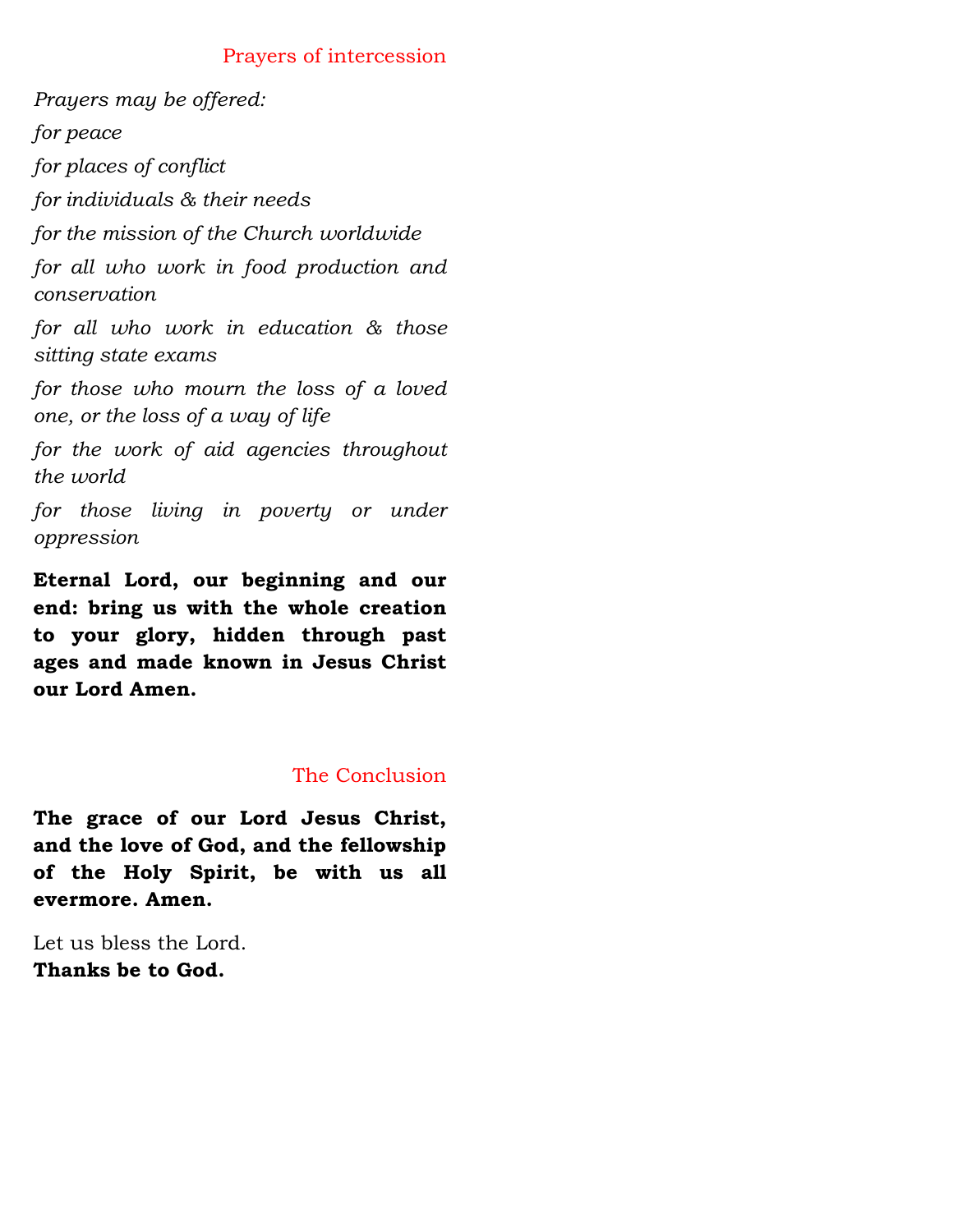## Prayers of intercession

*Prayers may be offered:*

*for peace*

*for places of conflict*

*for individuals & their needs*

*for the mission of the Church worldwide*

*for all who work in food production and conservation*

*for all who work in education & those sitting state exams*

*for those who mourn the loss of a loved one, or the loss of a way of life*

*for the work of aid agencies throughout the world*

*for those living in poverty or under oppression*

**Eternal Lord, our beginning and our end: bring us with the whole creation to your glory, hidden through past ages and made known in Jesus Christ our Lord Amen.**

## The Conclusion

**The grace of our Lord Jesus Christ, and the love of God, and the fellowship of the Holy Spirit, be with us all evermore. Amen.**

Let us bless the Lord.
**Thanks be to God.**